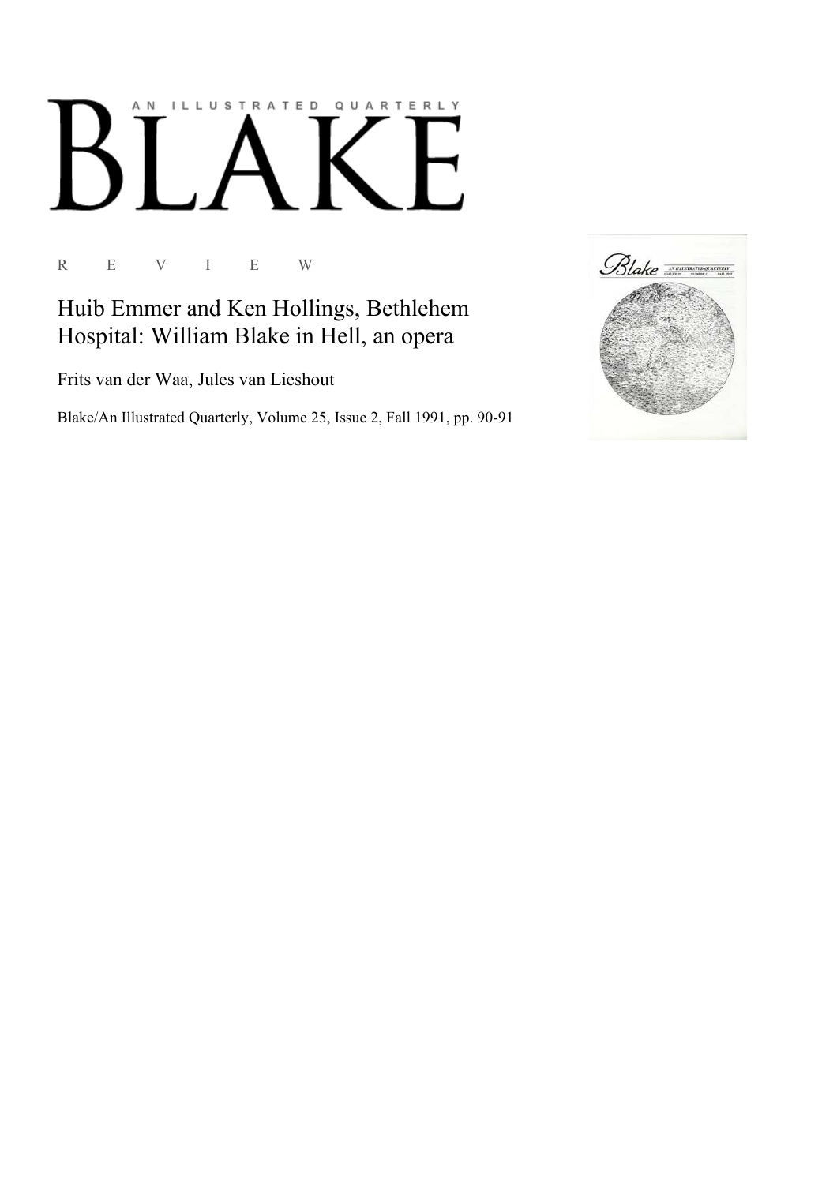AN ILLUSTRATED QUARTERLY

# BLAKE

R E V I E W

## Huib Emmer and Ken Hollings, Bethlehem Hospital: William Blake in Hell, an opera

Frits van der Waa, Jules van Lieshout

Blake/An Illustrated Quarterly, Volume 25, Issue 2, Fall 1991, pp. 90-91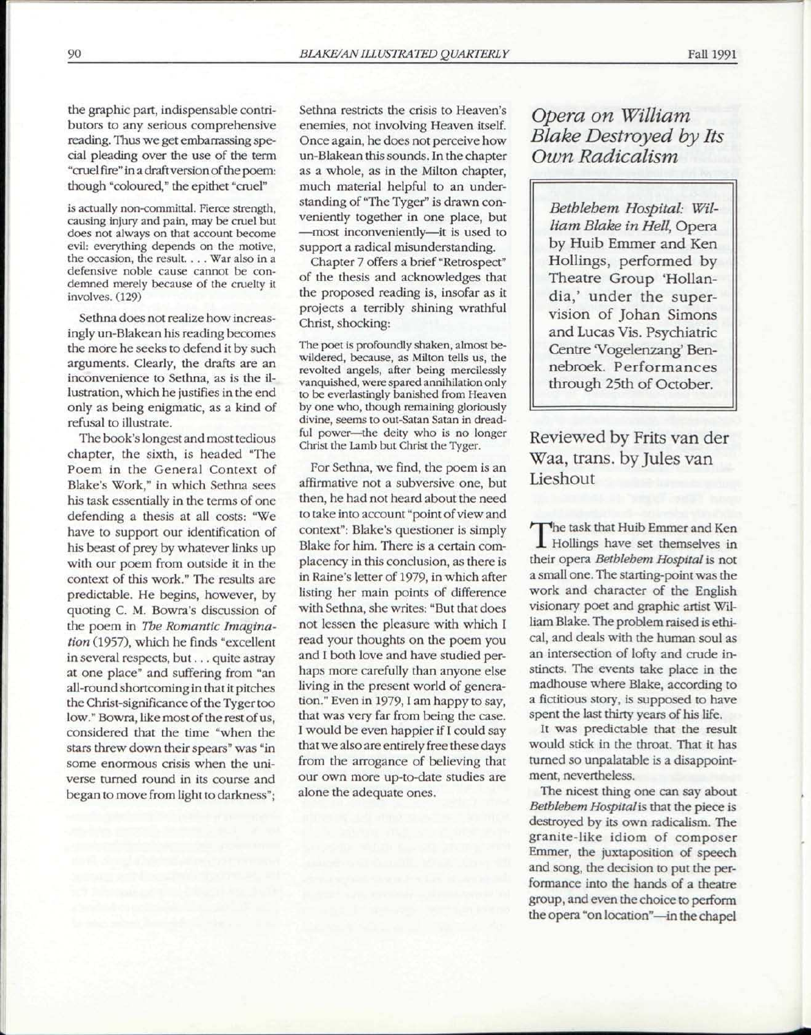the graphic part, indispensable contributors to any serious comprehensive reading. Thus we get embarrassing special pleading over the use of the term "cruel fire" in a draft version of the poem: though "coloured," the epithet "cruel"

> is actually non-committal. Fierce strength, causing injury and pain, may be cruel but does not always on that account become evil: everything depends on the motive, the occasion, the result. . . . War also in a defensive noble cause cannot be condemned merely because of the cruelty it involves. (129)

Sethna does not realize how increasingly un-Blakean his reading becomes the more he seeks to defend it by such arguments. Clearly, the drafts are an inconvenience to Sethna, as is the illustration, which he justifies in the end only as being enigmatic, as a kind of refusal to illustrate.

The book's longest and most tedious chapter, the sixth, is headed "The Poem in the General Context of Blake's Work," in which Sethna sees his task essentially in the terms of one defending a thesis at all costs: "We have to support our identification of his beast of prey by whatever links up with our poem from outside it in the context of this work." The results are predictable. He begins, however, by quoting C. M. Bowra's discussion of the poem in *The Romantic Imagination* (1957), which he finds "excellent in several respects, but . . . quite astray at one place" and suffering from "an all-round shortcoming in that it pitches the Christ-significance of the Tyger too low." Bowra, like most of the rest of us, considered that the time "when the stars threw down their spears" was "in some enormous crisis when the universe turned round in its course and began to move from light to darkness"; Sethna restricts the crisis to Heaven's enemies, not involving Heaven itself. Once again, he does not perceive how un-Blakean this sounds. In the chapter as a whole, as in the Milton chapter, much material helpful to an understanding of "The Tyger" is drawn conveniently together in one place, but —most inconveniently—it is used to support a radical misunderstanding.

Chapter 7 offers a brief "Retrospect" of the thesis and acknowledges that the proposed reading is, insofar as it projects a terribly shining wrathful Christ, shocking:

> The poet is profoundly shaken, almost bewildered, because, as Milton tells us, the revolted angels, after being mercilessly vanquished, were spared annihilation only to be everlastingly banished from Heaven by one who, though remaining gloriously divine, seems to out-Satan Satan in dreadful power—the deity who is no longer Christ the Lamb but Christ the Tyger.

For Sethna, we find, the poem is an affirmative not a subversive one, but then, he had not heard about the need to take into account "point of view and context": Blake's questioner is simply Blake for him. There is a certain complacency in this conclusion, as there is in Raine's letter of 1979, in which after listing her main points of difference with Sethna, she writes: "But that does not lessen the pleasure with which I read your thoughts on the poem you and I both love and have studied perhaps more carefully than anyone else living in the present world of generation." Even in 1979, I am happy to say, that was very far from being the case. I would be even happier if I could say that we also are entirely free these days from the arrogance of believing that our own more up-to-date studies are alone the adequate ones.

## *Opera on William Blake Destroyed by Its Own Radicalism*

*Bethlehem Hospital: William Blake in Hell*, Opera by Huib Emmer and Ken Hollings, performed by Theatre Group 'Hollandia,' under the supervision of Johan Simons and Lucas Vis. Psychiatric Centre 'Vogelenzang' Bennebroek. Performances through 25th of October.

### Reviewed by Frits van der Waa, trans. by Jules van Lieshout

The task that Huib Emmer and Ken Hollings have set themselves in their opera *Bethlehem Hospital* is not a small one. The starting-point was the work and character of the English visionary poet and graphic artist William Blake. The problem raised is ethical, and deals with the human soul as an intersection of lofty and crude instincts. The events take place in the madhouse where Blake, according to a fictitious story, is supposed to have spent the last thirty years of his life.

It was predictable that the result would stick in the throat. That it has turned so unpalatable is a disappointment, nevertheless.

The nicest thing one can say about *Bethlehem Hospital* is that the piece is destroyed by its own radicalism. The granite-like idiom of composer Emmer, the juxtaposition of speech and song, the decision to put the performance into the hands of a theatre group, and even the choice to perform the opera "on location"—in the chapel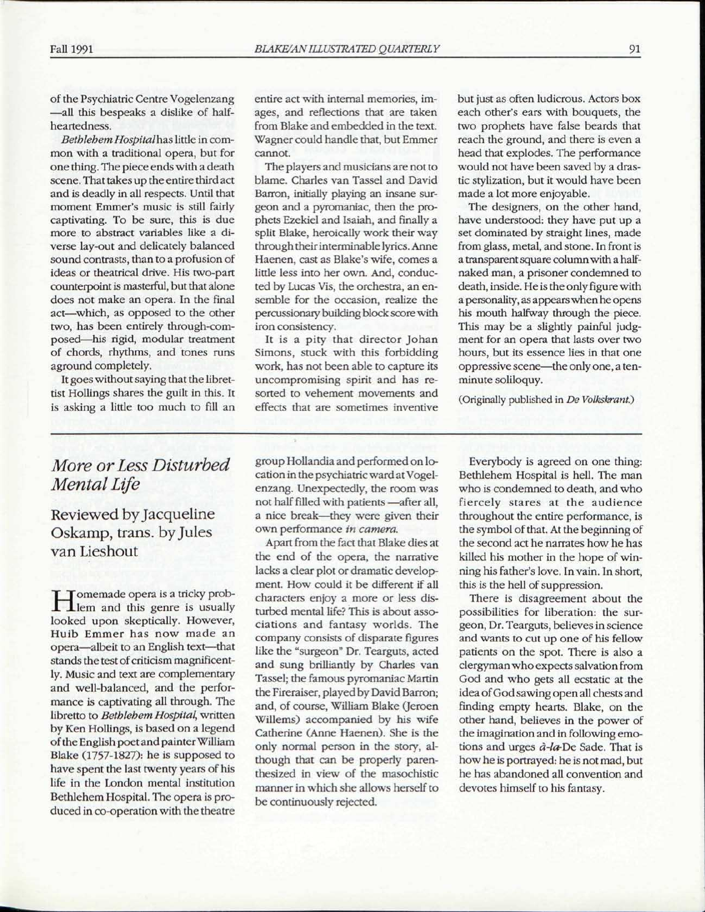of the Psychiatric Centre Vogelenzang —all this bespeaks a dislike of half-heartedness.

*Bethlehem Hospital* has little in common with a traditional opera, but for one thing. The piece ends with a death scene. That takes up the entire third act and is deadly in all respects. Until that moment Emmer's music is still fairly captivating. To be sure, this is due more to abstract variables like a diverse lay-out and delicately balanced sound contrasts, than to a profusion of ideas or theatrical drive. His two-part counterpoint is masterful, but that alone does not make an opera. In the final act—which, as opposed to the other two, has been entirely through-composed—his rigid, modular treatment of chords, rhythms, and tones runs aground completely.

It goes without saying that the librettist Hollings shares the guilt in this. It is asking a little too much to fill an entire act with internal memories, images, and reflections that are taken from Blake and embedded in the text. Wagner could handle that, but Emmer cannot.

The players and musicians are not to blame. Charles van Tassel and David Barron, initially playing an insane surgeon and a pyromaniac, then the prophets Ezekiel and Isaiah, and finally a split Blake, heroically work their way through their interminable lyrics. Anne Haenen, cast as Blake's wife, comes a little less into her own. And, conducted by Lucas Vis, the orchestra, an ensemble for the occasion, realize the percussionary building block score with iron consistency.

It is a pity that director Johan Simons, stuck with this forbidding work, has not been able to capture its uncompromising spirit and has resorted to vehement movements and effects that are sometimes inventive but just as often ludicrous. Actors box each other's ears with bouquets, the two prophets have false beards that reach the ground, and there is even a head that explodes. The performance would not have been saved by a drastic stylization, but it would have been made a lot more enjoyable.

The designers, on the other hand, have understood: they have put up a set dominated by straight lines, made from glass, metal, and stone. In front is a transparent square column with a half-naked man, a prisoner condemned to death, inside. He is the only figure with a personality, as appears when he opens his mouth halfway through the piece. This may be a slightly painful judgment for an opera that lasts over two hours, but its essence lies in that one oppressive scene—the only one, a ten-minute soliloquy.

(Originally published in *De Volkskrant*.)

## *More or Less Disturbed Mental Life*

### Reviewed by Jacqueline Oskamp, trans. by Jules van Lieshout

Homemade opera is a tricky problem and this genre is usually looked upon skeptically. However, Huib Emmer has now made an opera—albeit to an English text—that stands the test of criticism magnificently. Music and text are complementary and well-balanced, and the performance is captivating all through. The libretto to *Bethlehem Hospital*, written by Ken Hollings, is based on a legend of the English poet and painter William Blake (1757-1827): he is supposed to have spent the last twenty years of his life in the London mental institution Bethlehem Hospital. The opera is produced in co-operation with the theatre group Hollandia and performed on location in the psychiatric ward at Vogelenzang. Unexpectedly, the room was not half filled with patients —after all, a nice break—they were given their own performance *in camera*.

Apart from the fact that Blake dies at the end of the opera, the narrative lacks a clear plot or dramatic development. How could it be different if all characters enjoy a more or less disturbed mental life? This is about associations and fantasy worlds. The company consists of disparate figures like the "surgeon" Dr. Tearguts, acted and sung brilliantly by Charles van Tassel; the famous pyromaniac Martin the Fireraiser, played by David Barron; and, of course, William Blake (Jeroen Willems) accompanied by his wife Catherine (Anne Haenen). She is the only normal person in the story, although that can be properly parenthesized in view of the masochistic manner in which she allows herself to be continuously rejected.

Everybody is agreed on one thing: Bethlehem Hospital is hell. The man who is condemned to death, and who fiercely stares at the audience throughout the entire performance, is the symbol of that. At the beginning of the second act he narrates how he has killed his mother in the hope of winning his father's love. In vain. In short, this is the hell of suppression.

There is disagreement about the possibilities for liberation: the surgeon, Dr. Tearguts, believes in science and wants to cut up one of his fellow patients on the spot. There is also a clergyman who expects salvation from God and who gets all ecstatic at the idea of God sawing open all chests and finding empty hearts. Blake, on the other hand, believes in the power of the imagination and in following emotions and urges *à-la*-De Sade. That is how he is portrayed: he is not mad, but he has abandoned all convention and devotes himself to his fantasy.